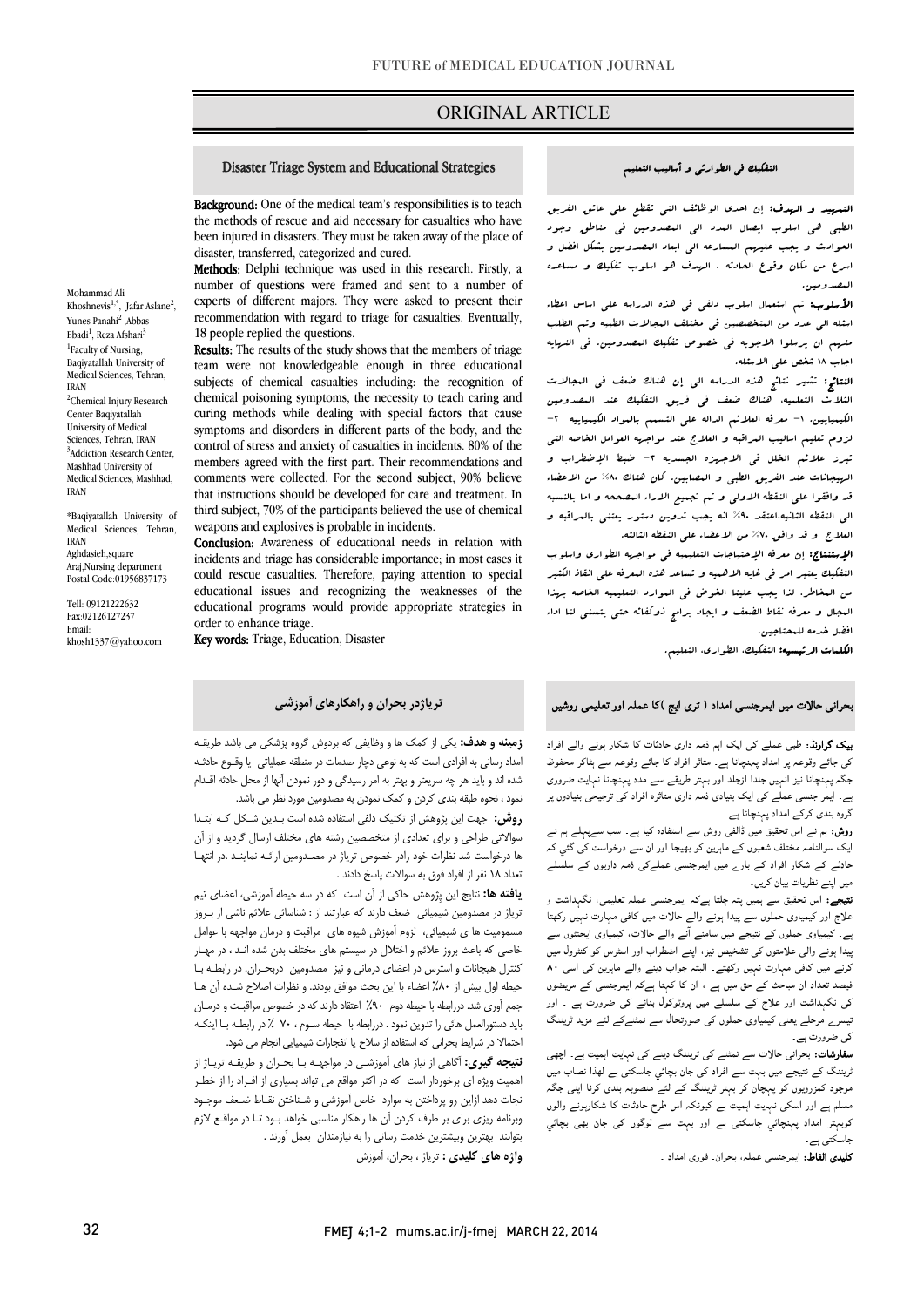ORIGINAL ARTICLE

## Disaster Triage System and Educational Strategies

**Background:** One of the medical team's responsibilities is to teach the methods of rescue and aid necessary for casualties who have been injured in disasters. They must be taken away of the place of disaster, transferred, categorized and cured.

**Methods:** Delphi technique was used in this research. Firstly, a number of questions were framed and sent to a number of experts of different majors. They were asked to present their recommendation with regard to triage for casualties. Eventually, 18 people replied the questions.

**Results:** The results of the study shows that the members of triage team were not knowledgeable enough in three educational subjects of chemical casualties including: the recognition of chemical poisoning symptoms, the necessity to teach caring and curing methods while dealing with special factors that cause symptoms and disorders in different parts of the body, and the control of stress and anxiety of casualties in incidents. 80% of the members agreed with the first part. Their recommendations and comments were collected. For the second subject, 90% believe that instructions should be developed for care and treatment. In third subject, 70% of the participants believed the use of chemical weapons and explosives is probable in incidents.

**Conclusion:** Awareness of educational needs in relation with incidents and triage has considerable importance; in most cases it could rescue casualties. Therefore, paying attention to special educational issues and recognizing the weaknesses of the educational programs would provide appropriate strategies in order to enhance triage.

**Key words:** Triage, Education, Disaster

Mohammad Ali Khoshnevis[1,*], Jafar Aslane[2], Yunes Panahi[2], Abbas Ebadi[1], Reza Afshari[3]

[1]Faculty of Nursing, Baqiyatallah University of Medical Sciences, Tehran, IRAN

[2]Chemical Injury Research Center Baqiyatallah University of Medical Sciences, Tehran, IRAN

[3]Addiction Research Center, Mashhad University of Medical Sciences, Mashhad, IRAN

*Baqiyatallah University of Medical Sciences, Tehran, IRAN
Aghdasieh,square
Araj,Nursing department
Postal Code:01956837173

Tell: 09121222632
Fax:02126127237
Email: khosh1337@yahoo.com

## التفكيك في الطوارئ و أساليب التعليم

**التمهيد و الهدف:** إن احدى الوظائف التي تقطع على عاتق الفريق الطبي هي اسلوب ايصال المدد الى المصدومين في مناطق وجود الحوادث و يجب عليهم المسارعه الى ابعاد المصدومين بشكل افضل و اسرع من مكان وقوع الحادثه . الهدف هو اسلوب تفكيك و مساعده المصدومين.

**الأسلوب:** تم استعمال اسلوب دلفي في هذه الدراسه على اساس اعطاء اسئله الى عدد من المتخصصين في مختلف المجالات الطبيه وتم الطلب منهم ان يرسلوا الاجوبه في خصوص تفكيك المصدومين. في النهايه اجاب ١٨ شخص على الاسئله.

**النتائج:** تشير نتائج هذه الدراسه الى إن هناك ضعف في المجالات الثلاث التعليميه، هناك ضعف في فريق التفكيك عند المصدومين الكيميايين. ١- معرفه العلائم الداله على التسمم بالمواد الكيميائيه ٢- لزوم تعليم اساليب المراقبه و العلاج عند مواجهه العوامل الخاصه التي تبرز علائم الخلل في الاجهزه الجسديه ٣- ضبط الإضطراب و الهيجانات عند الفريق الطبي و المصابين. كان هناك ٨٠٪ من الاعضاء قد وافقوا على النقطه الاولى و تم تجميع الاراء المصححه و اما بالنسبه الى النقطه الثانيه،اعتقد ٩٠٪ انه يجب تدوين دستور يعتني بالمراقبه و العلاج و قد وافق ٧٠٪ من الاعضاء على النقطه الثالثه.

**الإستنتاج:** إن معرفه الإحتياجات التعليميه في مواجهه الطوارئ واسلوب التفكيك يعتبر امر في غايه الاهميه و تساعد هذه المعرفه على انقاذ الكثير من المخاطر، لذا يجب علينا الخوض في الموارد التعليميه الخاصه بهذا المجال و معرفه نقاط الضعف و ايجاد برامج ذوكفائه حتى يتسنى لنا اداء افضل خدمه للمحتاجين.

**الكلمات الرئيسيه:** التفكيك، الطوارئ، التعليم.

## تریاژدر بحران و راهکارهای آموزشی

**زمینه و هدف:** یکی از کمک ها و وظایفی که بردوش گروه پزشکی می باشد طریقـه امداد رسانی به افرادی است که به نوعی دچار صدمات در منطقه عملیاتی یا وقـوع حادثـه شده اند و باید هر چه سریعتر و بهتر به امر رسیدگی و دور نمودن آنها از محل حادثه اقـدام نمود ، نحوه طبقه بندی کردن و کمک نمودن به مصدومین مورد نظر می باشد.

**روش:** جهت این پژوهش از تکنیک دلفی استفاده شده است بـدین شـکل کـه ابتـدا سوالاتی طراحی و برای تعدادی از متخصصین رشته های مختلف ارسال گردید و از آن ها درخواست شد نظرات خود رادر خصوص تریاژ در مصـدومین ارائـه نماینـد .در انتهـا تعداد ۱۸ نفر از افراد فوق به سوالات پاسخ دادند .

**یافته ها:** نتایج این پژوهش حاکی از آن است که در سه حیطه آموزشی، اعضای تیم تریاژ در مصدومین شیمیائی ضعف دارند که عبارتند از : شناسائی علائم ناشی از بـروز مسمومیت ها ی شیمیائی، لزوم آموزش شیوه های مراقبت و درمان مواجهه با عوامل خاصی که باعث بروز علائم و اختلال در سیستم های مختلف بدن شده انـد ، در مهـار کنترل هیجانات و استرس در اعضای درمانی و نیز مصدومین دربحـران. در رابطـه بـا حیطه اول بیش از ۸۰٪ اعضاء با این بحث موافق بودند. و نظرات اصلاح شـده آن هـا جمع آوری شد. دررابطه با حیطه دوم ۹۰٪ اعتقاد دارند که در خصوص مراقبـت و درمـان باید دستورالعمل هائی را تدوین نمود . دررابطه با حیطه سـوم ، ۷۰ ٪ در رابطـه بـا اینکـه احتمالا در شرایط بحرانی که استفاده از سلاح یا انفجارات شیمیایی انجام می شود.

**نتیجه گیری:** آگاهی از نیاز های آموزشـی در مواجهـه بـا بحـران و طریقـه تریـاژ از اهمیت ویژه ای برخوردار است که در اکثر مواقع می تواند بسیاری از افـراد را از خطـر نجات دهد ازاین رو پرداختن به موارد خاص آموزشی و شـناختن نقـاط ضـعف موجـود وبرنامه ریزی برای بر طرف کردن آن ها راهکار مناسبی خواهد بـود تـا در مواقـع لازم بتوانند بهترین وبیشترین خدمت رسانی را به نیازمندان بعمل آورند .

**واژه های کلیدی :** تریاژ ، بحران، آموزش

## بحرانی حالات میں ایمرجنسی امداد ( ٹری ایج )کا عملہ اور تعلیمی روشیں

**بیک گراونڈ:** طبی عملے کی ایک اہم ذمہ داری حادثات کا شکار ہونے والے افراد کی جائے وقوعہ پر امداد پہنچانا ہے۔ متاثر افراد کا جائے وقوعہ سے بناکر محفوظ جگہ پہنچانا نیز انہیں جلدا ازجلد اور بہتر طریقے سے مدد پہنچانا نہایت ضروری ہے۔ ایمرجنسی عملے کی ایک بنیادی ذمہ داری متاثرہ افراد کی ترجیحی بنیادوں پر گروہ بندی کرکے امداد پہنچانا ہے۔

**روش:** ہم نے اس تحقیق میں ڈالفی روش سے استفادہ کیا ہے۔ سب سےپہلے ہم نے ایک سوالنامہ مختلف شعبوں کے ماہرین کو بھیجا اور ان سے درخواست کی گئی کہ حادثے کے شکار افراد کے بارے میں ایمرجنسی عملےکی ذمہ داریوں کے سلسلے میں اپنے نظریات بیان کریں۔

**نتیجے:** اس تحقیق سے ہمیں پتہ چلتا ہےکہ ایمرجنسی عملہ تعلیمی، نگہداشت و علاج اور کیمیاوی حملوں سے پیدا ہونے والے حالات میں کافی مہارت نہیں رکھتا ہے۔ کیمیاوی حملوں کے نتیجے میں سامنے آنے والے حالات، کیمیاوی ایجنٹوں سے پیدا ہونے والی علامتوں کی تشخیص نیز، اپنے اضطراب اور اسٹرس کو کنٹرول میں کرنے میں کافی مہارت نہیں رکھتے۔ البتہ جواب دینے والے ماہرین کی اسی ۸۰ فیصد تعداد ان مباحث کے حق میں ہے ، ان کا کہنا ہےکہ ایمرجنسی کے مریضوں کی نگہداشت اور علاج کے سلسلے میں پروٹوکول بنانے کی ضرورت ہے ۔ اور تیسرے مرحلے یعنی کیمیاوی حملوں کی صورتحال سے نمٹنےکے لئے مزید ٹریننگ کی ضرورت ہے۔

**سفارشات:** بحرانی حالات سے نمٹنے کی ٹریننگ دینے کی نہایت اہمیت ہے۔ اچھی ٹریننگ کے نتیجے میں بہت سے افراد کی جان بچائي جاسکتی ہے لھذا نصاب میں موجود کمزوریوں کو پہچان کر بہتر ٹریننگ کے لئے منصوبہ بندی کرنا اپنی جگہ مسلم ہے اور اسکی نہایت اہمیت ہے کیونکہ اس طرح حادثات کا شکارہونے والوں کوبہتر امداد پہنچائي جاسکتی ہے اور بہت سے لوگوں کی جان بھی بچائي جاسکتی ہے۔

**کلیدی الفاظ:** ایمرجنسی عملہ، بحران، فوری امداد ۔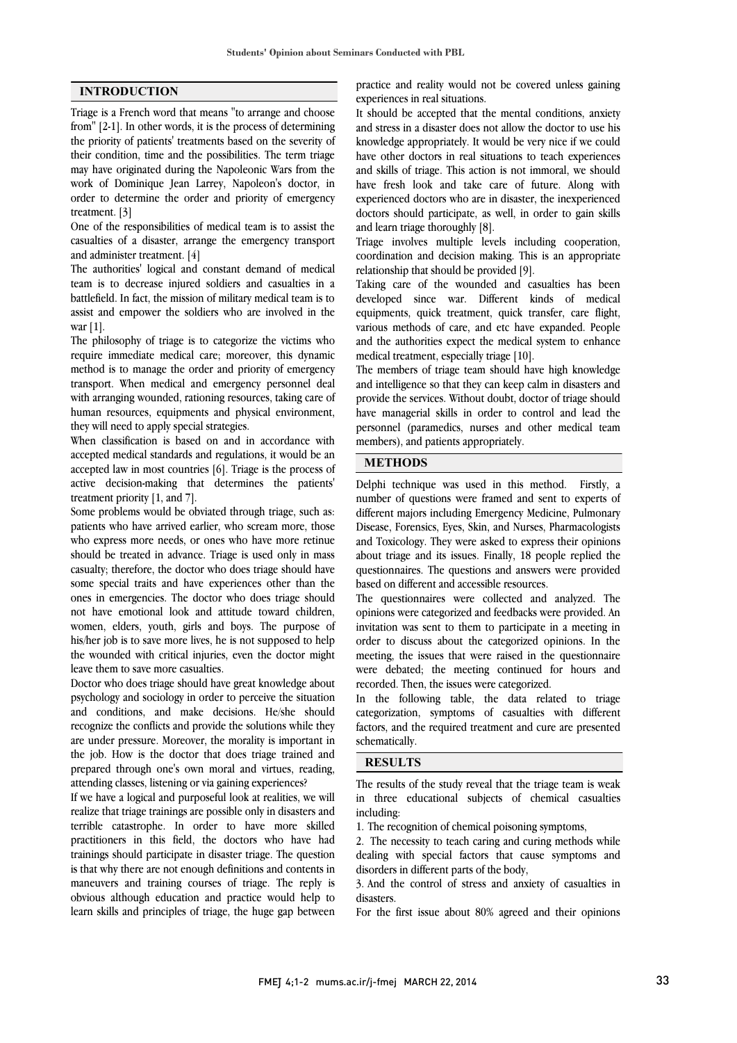## INTRODUCTION

Triage is a French word that means "to arrange and choose from" [2-1]. In other words, it is the process of determining the priority of patients' treatments based on the severity of their condition, time and the possibilities. The term triage may have originated during the Napoleonic Wars from the work of Dominique Jean Larrey, Napoleon's doctor, in order to determine the order and priority of emergency treatment. [3]

One of the responsibilities of medical team is to assist the casualties of a disaster, arrange the emergency transport and administer treatment. [4]

The authorities' logical and constant demand of medical team is to decrease injured soldiers and casualties in a battlefield. In fact, the mission of military medical team is to assist and empower the soldiers who are involved in the war [1].

The philosophy of triage is to categorize the victims who require immediate medical care; moreover, this dynamic method is to manage the order and priority of emergency transport. When medical and emergency personnel deal with arranging wounded, rationing resources, taking care of human resources, equipments and physical environment, they will need to apply special strategies.

When classification is based on and in accordance with accepted medical standards and regulations, it would be an accepted law in most countries [6]. Triage is the process of active decision-making that determines the patients' treatment priority [1, and 7].

Some problems would be obviated through triage, such as: patients who have arrived earlier, who scream more, those who express more needs, or ones who have more retinue should be treated in advance. Triage is used only in mass casualty; therefore, the doctor who does triage should have some special traits and have experiences other than the ones in emergencies. The doctor who does triage should not have emotional look and attitude toward children, women, elders, youth, girls and boys. The purpose of his/her job is to save more lives, he is not supposed to help the wounded with critical injuries, even the doctor might leave them to save more casualties.

Doctor who does triage should have great knowledge about psychology and sociology in order to perceive the situation and conditions, and make decisions. He/she should recognize the conflicts and provide the solutions while they are under pressure. Moreover, the morality is important in the job. How is the doctor that does triage trained and prepared through one's own moral and virtues, reading, attending classes, listening or via gaining experiences?

If we have a logical and purposeful look at realities, we will realize that triage trainings are possible only in disasters and terrible catastrophe. In order to have more skilled practitioners in this field, the doctors who have had trainings should participate in disaster triage. The question is that why there are not enough definitions and contents in maneuvers and training courses of triage. The reply is obvious although education and practice would help to learn skills and principles of triage, the huge gap between practice and reality would not be covered unless gaining experiences in real situations.

It should be accepted that the mental conditions, anxiety and stress in a disaster does not allow the doctor to use his knowledge appropriately. It would be very nice if we could have other doctors in real situations to teach experiences and skills of triage. This action is not immoral, we should have fresh look and take care of future. Along with experienced doctors who are in disaster, the inexperienced doctors should participate, as well, in order to gain skills and learn triage thoroughly [8].

Triage involves multiple levels including cooperation, coordination and decision making. This is an appropriate relationship that should be provided [9].

Taking care of the wounded and casualties has been developed since war. Different kinds of medical equipments, quick treatment, quick transfer, care flight, various methods of care, and etc have expanded. People and the authorities expect the medical system to enhance medical treatment, especially triage [10].

The members of triage team should have high knowledge and intelligence so that they can keep calm in disasters and provide the services. Without doubt, doctor of triage should have managerial skills in order to control and lead the personnel (paramedics, nurses and other medical team members), and patients appropriately.

## METHODS

Delphi technique was used in this method. Firstly, a number of questions were framed and sent to experts of different majors including Emergency Medicine, Pulmonary Disease, Forensics, Eyes, Skin, and Nurses, Pharmacologists and Toxicology. They were asked to express their opinions about triage and its issues. Finally, 18 people replied the questionnaires. The questions and answers were provided based on different and accessible resources.

The questionnaires were collected and analyzed. The opinions were categorized and feedbacks were provided. An invitation was sent to them to participate in a meeting in order to discuss about the categorized opinions. In the meeting, the issues that were raised in the questionnaire were debated; the meeting continued for hours and recorded. Then, the issues were categorized.

In the following table, the data related to triage categorization, symptoms of casualties with different factors, and the required treatment and cure are presented schematically.

## RESULTS

The results of the study reveal that the triage team is weak in three educational subjects of chemical casualties including:

1. The recognition of chemical poisoning symptoms,
2. The necessity to teach caring and curing methods while dealing with special factors that cause symptoms and disorders in different parts of the body,
3. And the control of stress and anxiety of casualties in disasters.

For the first issue about 80% agreed and their opinions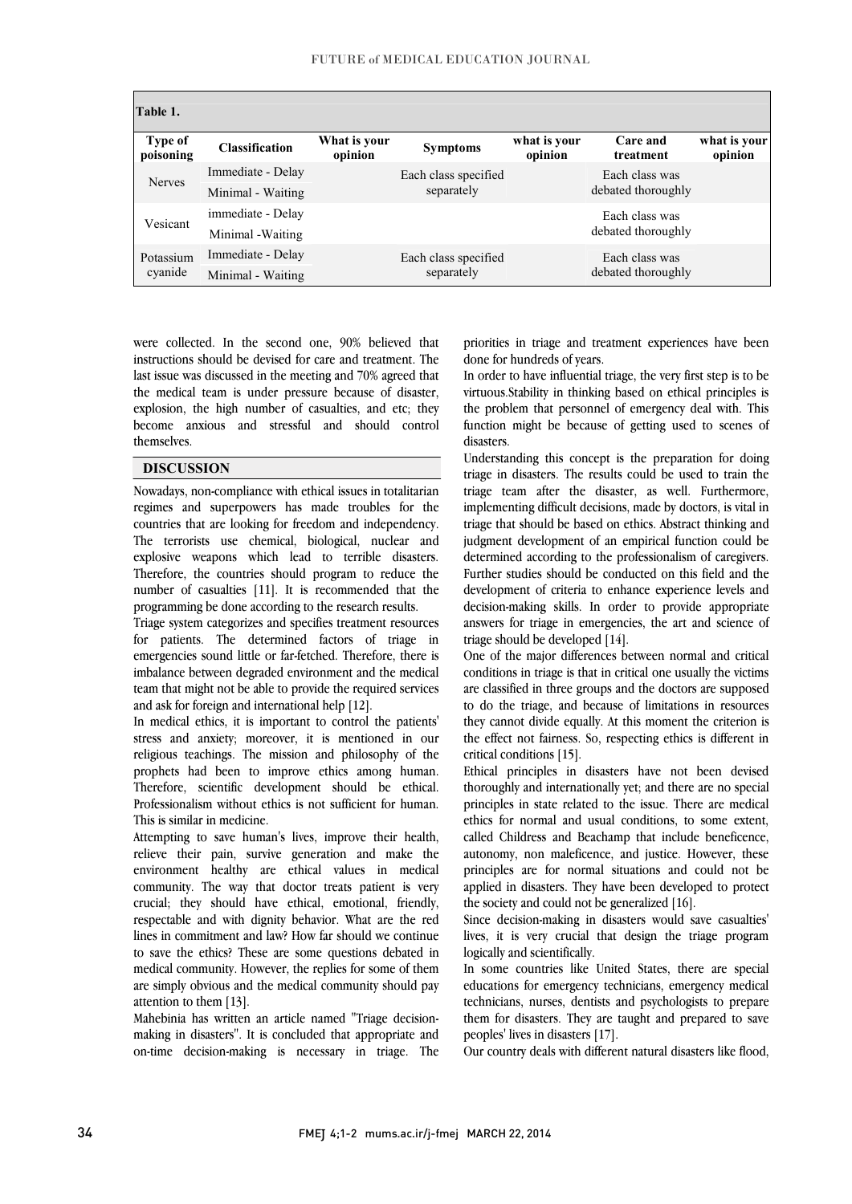| Table 1. | | | | | | |
|---|---|---|---|---|---|---|
| Type of poisoning | Classification | What is your opinion | Symptoms | what is your opinion | Care and treatment | what is your opinion |
| Nerves | Immediate - Delay | | Each class specified separately | | Each class was debated thoroughly | |
| | Minimal - Waiting | | | | | |
| Vesicant | immediate - Delay | | | | Each class was debated thoroughly | |
| | Minimal -Waiting | | | | | |
| Potassium cyanide | Immediate - Delay | | Each class specified separately | | Each class was debated thoroughly | |
| | Minimal - Waiting | | | | | |

were collected. In the second one, 90% believed that instructions should be devised for care and treatment. The last issue was discussed in the meeting and 70% agreed that the medical team is under pressure because of disaster, explosion, the high number of casualties, and etc; they become anxious and stressful and should control themselves.

## DISCUSSION

Nowadays, non-compliance with ethical issues in totalitarian regimes and superpowers has made troubles for the countries that are looking for freedom and independency. The terrorists use chemical, biological, nuclear and explosive weapons which lead to terrible disasters. Therefore, the countries should program to reduce the number of casualties [11]. It is recommended that the programming be done according to the research results.

Triage system categorizes and specifies treatment resources for patients. The determined factors of triage in emergencies sound little or far-fetched. Therefore, there is imbalance between degraded environment and the medical team that might not be able to provide the required services and ask for foreign and international help [12].

In medical ethics, it is important to control the patients' stress and anxiety; moreover, it is mentioned in our religious teachings. The mission and philosophy of the prophets had been to improve ethics among human. Therefore, scientific development should be ethical. Professionalism without ethics is not sufficient for human. This is similar in medicine.

Attempting to save human's lives, improve their health, relieve their pain, survive generation and make the environment healthy are ethical values in medical community. The way that doctor treats patient is very crucial; they should have ethical, emotional, friendly, respectable and with dignity behavior. What are the red lines in commitment and law? How far should we continue to save the ethics? These are some questions debated in medical community. However, the replies for some of them are simply obvious and the medical community should pay attention to them [13].

Mahebinia has written an article named "Triage decision-making in disasters". It is concluded that appropriate and on-time decision-making is necessary in triage. The priorities in triage and treatment experiences have been done for hundreds of years.

In order to have influential triage, the very first step is to be virtuous.Stability in thinking based on ethical principles is the problem that personnel of emergency deal with. This function might be because of getting used to scenes of disasters.

Understanding this concept is the preparation for doing triage in disasters. The results could be used to train the triage team after the disaster, as well. Furthermore, implementing difficult decisions, made by doctors, is vital in triage that should be based on ethics. Abstract thinking and judgment development of an empirical function could be determined according to the professionalism of caregivers. Further studies should be conducted on this field and the development of criteria to enhance experience levels and decision-making skills. In order to provide appropriate answers for triage in emergencies, the art and science of triage should be developed [14].

One of the major differences between normal and critical conditions in triage is that in critical one usually the victims are classified in three groups and the doctors are supposed to do the triage, and because of limitations in resources they cannot divide equally. At this moment the criterion is the effect not fairness. So, respecting ethics is different in critical conditions [15].

Ethical principles in disasters have not been devised thoroughly and internationally yet; and there are no special principles in state related to the issue. There are medical ethics for normal and usual conditions, to some extent, called Childress and Beachamp that include beneficence, autonomy, non maleficence, and justice. However, these principles are for normal situations and could not be applied in disasters. They have been developed to protect the society and could not be generalized [16].

Since decision-making in disasters would save casualties' lives, it is very crucial that design the triage program logically and scientifically.

In some countries like United States, there are special educations for emergency technicians, emergency medical technicians, nurses, dentists and psychologists to prepare them for disasters. They are taught and prepared to save peoples' lives in disasters [17].

Our country deals with different natural disasters like flood,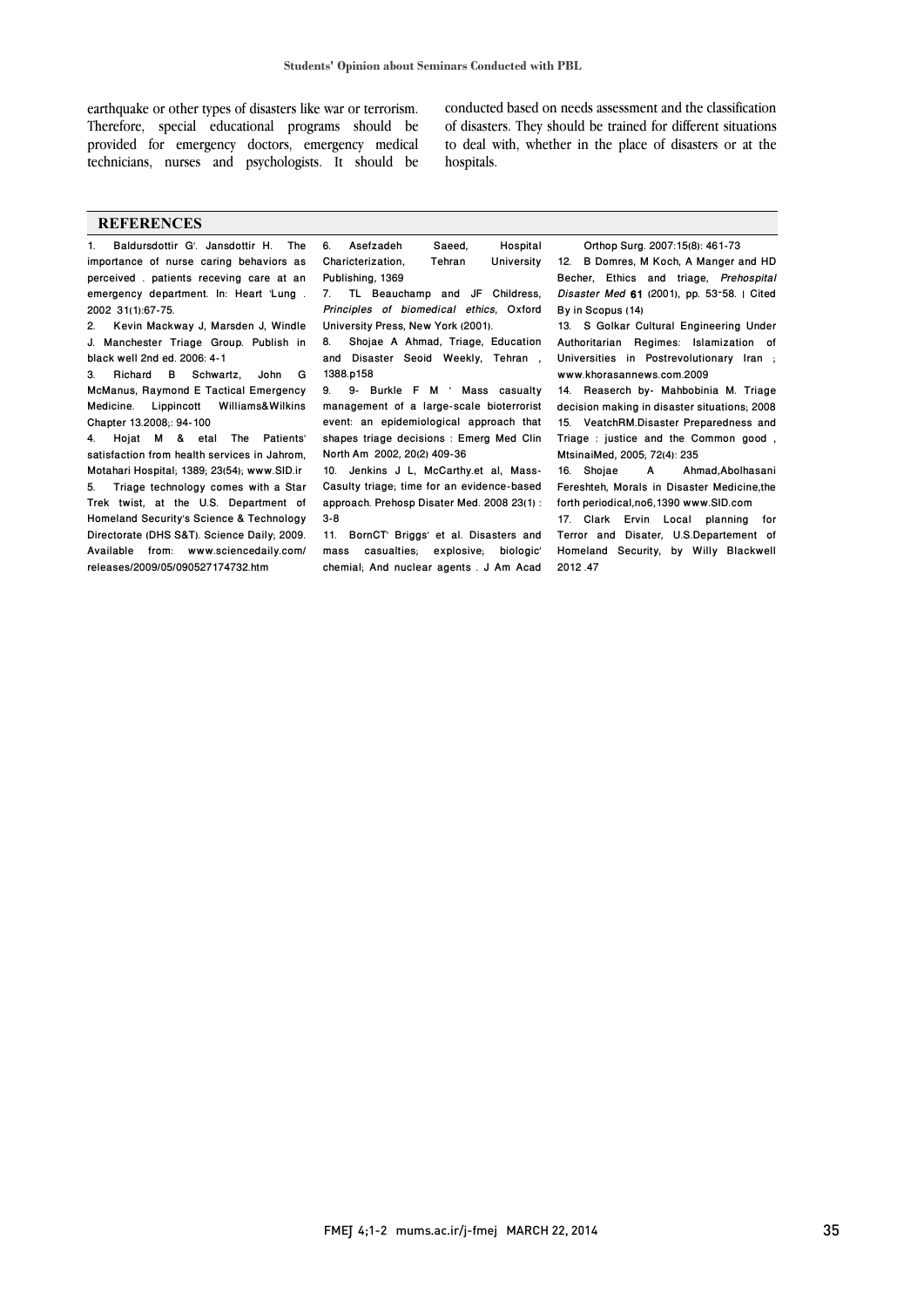earthquake or other types of disasters like war or terrorism. Therefore, special educational programs should be provided for emergency doctors, emergency medical technicians, nurses and psychologists. It should be conducted based on needs assessment and the classification of disasters. They should be trained for different situations to deal with, whether in the place of disasters or at the hospitals.

## REFERENCES

1. Baldursdottir G'. Jansdottir H. The importance of nurse caring behaviors as perceived . patients receving care at an emergency department. In: Heart 'Lung . 2002 31(1):67-75.
2. Kevin Mackway J, Marsden J, Windle J. Manchester Triage Group. Publish in black well 2nd ed. 2006: 4-1
3. Richard B Schwartz, John G McManus, Raymond E Tactical Emergency Medicine. Lippincott Williams&Wilkins Chapter 13.2008;: 94-100
4. Hojat M & etal The Patients' satisfaction from health services in Jahrom, Motahari Hospital; 1389; 23(54); www.SID.ir
5. Triage technology comes with a Star Trek twist, at the U.S. Department of Homeland Security's Science & Technology Directorate (DHS S&T). Science Daily; 2009. Available from: www.sciencedaily.com/releases/2009/05/090527174732.htm
6. Asefzadeh Saeed, Hospital Chariicterization, Tehran University Publishing, 1369
7. TL Beauchamp and JF Childress, *Principles of biomedical ethics*, Oxford University Press, New York (2001).
8. Shojae A Ahmad, Triage, Education and Disaster Seoid Weekly, Tehran , 1388.p158
9. 9- Burkle F M ' Mass casualty management of a large-scale bioterrorist event: an epidemiological approach that shapes triage decisions : Emerg Med Clin North Am 2002, 20(2) 409-36
10. Jenkins J L, McCarthy.et al, Mass-Casulty triage; time for an evidence-based approach. Prehosp Disater Med. 2008 23(1) : 3-8
11. BornCT' Briggs' et al. Disasters and mass casualties; explosive; biologic' chemial; And nuclear agents . J Am Acad Orthop Surg. 2007:15(8): 461-73
12. B Domres, M Koch, A Manger and HD Becher, Ethics and triage, *Prehospital Disaster Med* **61** (2001), pp. 53–58. | Cited By in Scopus (14)
13. S Golkar Cultural Engineering Under Authoritarian Regimes: Islamization of Universities in Postrevolutionary Iran ; www.khorasannews.com.2009
14. Reaserch by- Mahbobinia M. Triage decision making in disaster situations; 2008
15. VeatchRM.Disaster Preparedness and Triage : justice and the Common good , MtsinaiMed, 2005; 72(4): 235
16. Shojae A Ahmad,Abolhasani Fereshteh, Morals in Disaster Medicine,the forth periodical,no6,1390 www.SID.com
17. Clark Ervin Local planning for Terror and Disater, U.S.Departement of Homeland Security, by Willy Blackwell 2012 .47